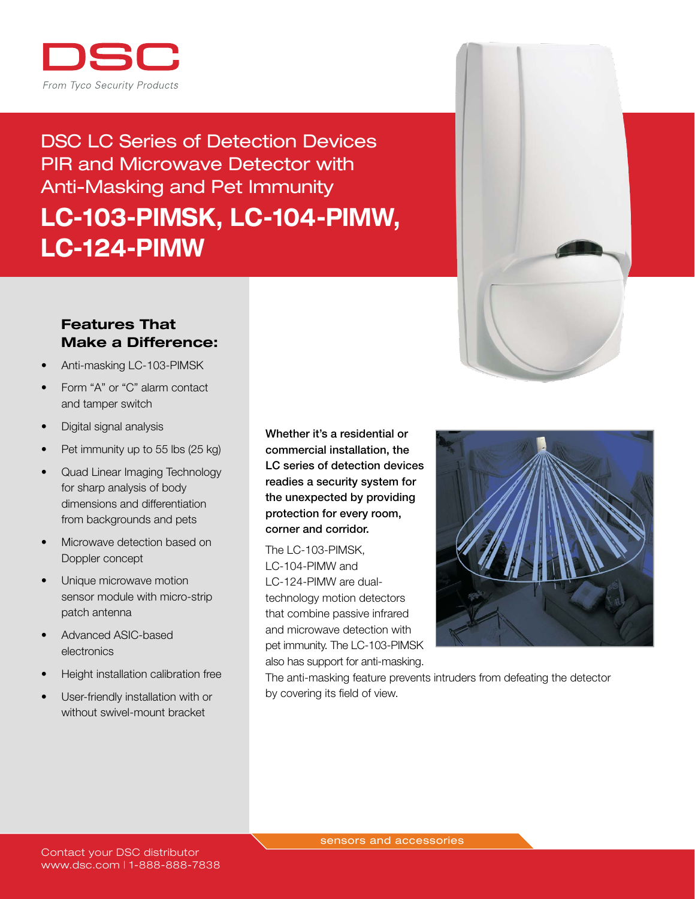DSC

*From Tyco Security Products*

# DSC LC Series of Detection Devices PIR and Microwave Detector with Anti-Masking and Pet Immunity

# LC-103-PIMSK, LC-104-PIMW, LC-124-PIMW

## Features That Make a Difference:

- Anti-masking LC-103-PIMSK
- Form "A" or "C" alarm contact and tamper switch
- Digital signal analysis
- Pet immunity up to 55 lbs (25 kg)
- Quad Linear Imaging Technology for sharp analysis of body dimensions and differentiation from backgrounds and pets
- Microwave detection based on Doppler concept
- Unique microwave motion sensor module with micro-strip patch antenna
- Advanced ASIC-based electronics
- Height installation calibration free
- User-friendly installation with or without swivel-mount bracket

**Whether it's a residential or commercial installation, the LC series of detection devices readies a security system for the unexpected by providing protection for every room, corner and corridor.**

The LC-103-PIMSK, LC-104-PIMW and LC-124-PIMW are dual-technology motion detectors that combine passive infrared and microwave detection with pet immunity. The LC-103-PIMSK also has support for anti-masking. The anti-masking feature prevents intruders from defeating the detector by covering its field of view.

sensors and accessories

Contact your DSC distributor
www.dsc.com | 1-888-888-7838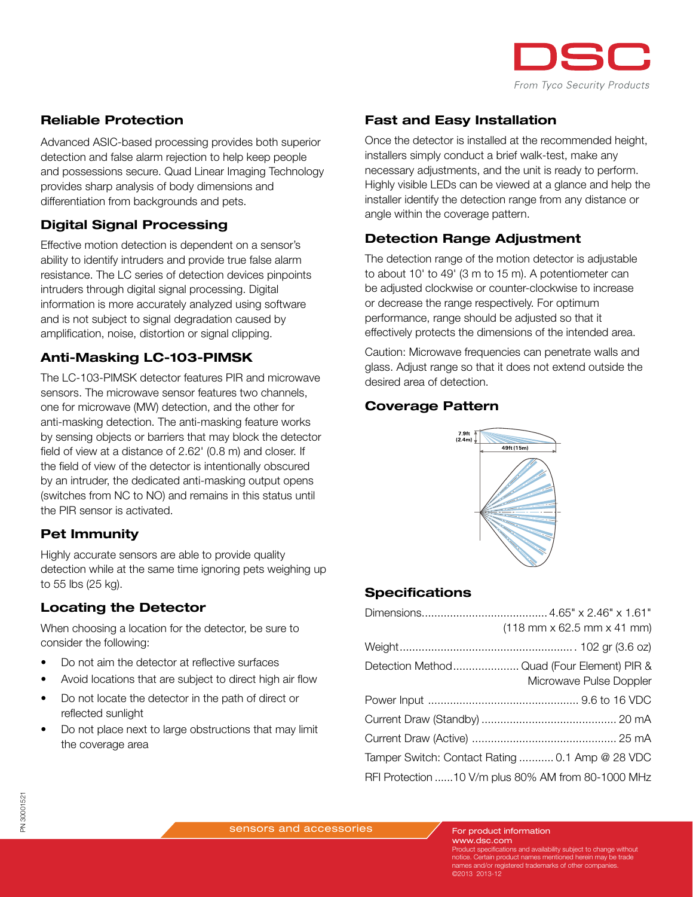DSC

*From Tyco Security Products*

## Reliable Protection

Advanced ASIC-based processing provides both superior detection and false alarm rejection to help keep people and possessions secure. Quad Linear Imaging Technology provides sharp analysis of body dimensions and differentiation from backgrounds and pets.

## Digital Signal Processing

Effective motion detection is dependent on a sensor's ability to identify intruders and provide true false alarm resistance. The LC series of detection devices pinpoints intruders through digital signal processing. Digital information is more accurately analyzed using software and is not subject to signal degradation caused by amplification, noise, distortion or signal clipping.

## Anti-Masking LC-103-PIMSK

The LC-103-PIMSK detector features PIR and microwave sensors. The microwave sensor features two channels, one for microwave (MW) detection, and the other for anti-masking detection. The anti-masking feature works by sensing objects or barriers that may block the detector field of view at a distance of 2.62' (0.8 m) and closer. If the field of view of the detector is intentionally obscured by an intruder, the dedicated anti-masking output opens (switches from NC to NO) and remains in this status until the PIR sensor is activated.

## Pet Immunity

Highly accurate sensors are able to provide quality detection while at the same time ignoring pets weighing up to 55 lbs (25 kg).

## Locating the Detector

When choosing a location for the detector, be sure to consider the following:

- Do not aim the detector at reflective surfaces
- Avoid locations that are subject to direct high air flow
- Do not locate the detector in the path of direct or reflected sunlight
- Do not place next to large obstructions that may limit the coverage area

## Fast and Easy Installation

Once the detector is installed at the recommended height, installers simply conduct a brief walk-test, make any necessary adjustments, and the unit is ready to perform. Highly visible LEDs can be viewed at a glance and help the installer identify the detection range from any distance or angle within the coverage pattern.

## Detection Range Adjustment

The detection range of the motion detector is adjustable to about 10' to 49' (3 m to 15 m). A potentiometer can be adjusted clockwise or counter-clockwise to increase or decrease the range respectively. For optimum performance, range should be adjusted so that it effectively protects the dimensions of the intended area.

Caution: Microwave frequencies can penetrate walls and glass. Adjust range so that it does not extend outside the desired area of detection.

## Coverage Pattern

7.9ft (2.4m)

49ft (15m)

## Specifications

| | |
|---|---|
| Dimensions | 4.65" x 2.46" x 1.61" (118 mm x 62.5 mm x 41 mm) |
| Weight | 102 gr (3.6 oz) |
| Detection Method | Quad (Four Element) PIR & Microwave Pulse Doppler |
| Power Input | 9.6 to 16 VDC |
| Current Draw (Standby) | 20 mA |
| Current Draw (Active) | 25 mA |
| Tamper Switch: Contact Rating | 0.1 Amp @ 28 VDC |
| RFI Protection | 10 V/m plus 80% AM from 80-1000 MHz |

sensors and accessories

For product information
www.dsc.com
Product specifications and availability subject to change without notice. Certain product names mentioned herein may be trade names and/or registered trademarks of other companies.
©2013 2013-12

PN 30001521